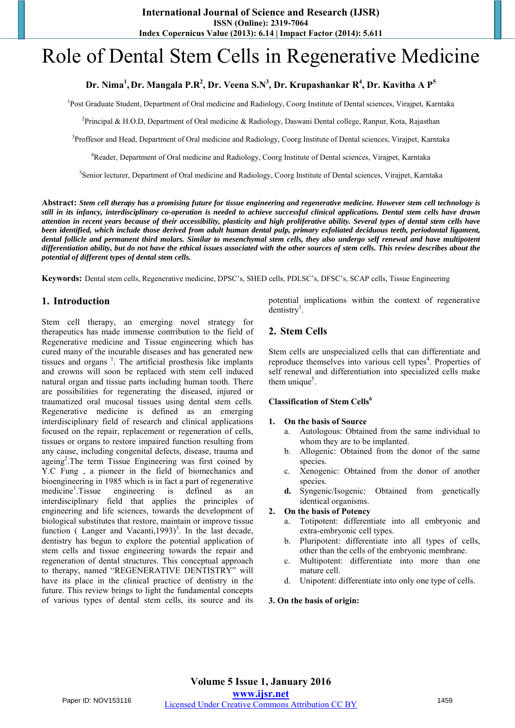# Role of Dental Stem Cells in Regenerative Medicine

**Dr. Nima[1], Dr. Mangala P.R[2], Dr. Veena S.N[3], Dr. Krupashankar R[4], Dr. Kavitha A P[5]**

[1]Post Graduate Student, Department of Oral medicine and Radiology, Coorg Institute of Dental sciences, Virajpet, Karntaka

[2]Principal & H.O.D, Department of Oral medicine & Radiology, Daswani Dental college, Ranpur, Kota, Rajasthan

[3]Proffesor and Head, Department of Oral medicine and Radiology, Coorg Institute of Dental sciences, Virajpet, Karntaka

[4]Reader, Department of Oral medicine and Radiology, Coorg Institute of Dental sciences, Virajpet, Karntaka

[5]Senior lecturer, Department of Oral medicine and Radiology, Coorg Institute of Dental sciences, Virajpet, Karntaka

**Abstract:** ***Stem cell therapy has a promising future for tissue engineering and regenerative medicine. However stem cell technology is still in its infancy, interdisciplinary co-operation is needed to achieve successful clinical applications. Dental stem cells have drawn attention in recent years because of their accessibility, plasticity and high proliferative ability. Several types of dental stem cells have been identified, which include those derived from adult human dental pulp, primary exfoliated deciduous teeth, periodontal ligament, dental follicle and permanent third molars. Similar to mesenchymal stem cells, they also undergo self renewal and have multipotent differentiation ability, but do not have the ethical issues associated with the other sources of stem cells. This review describes about the potential of different types of dental stem cells.***

**Keywords:** Dental stem cells, Regenerative medicine, DPSC's, SHED cells, PDLSC's, DFSC's, SCAP cells, Tissue Engineering

## 1. Introduction

Stem cell therapy, an emerging novel strategy for therapeutics has made immense contribution to the field of Regenerative medicine and Tissue engineering which has cured many of the incurable diseases and has generated new tissues and organs [1]. The artificial prosthesis like implants and crowns will soon be replaced with stem cell induced natural organ and tissue parts including human tooth. There are possibilities for regenerating the diseased, injured or traumatized oral mucosal tissues using dental stem cells. Regenerative medicine is defined as an emerging interdisciplinary field of research and clinical applications focused on the repair, replacement or regeneration of cells, tissues or organs to restore impaired function resulting from any cause, including congenital defects, disease, trauma and ageing[2].The term Tissue Engineering was first coined by Y.C Fung , a pioneer in the field of biomechanics and bioengineering in 1985 which is in fact a part of regenerative medicine[1].Tissue engineering is defined as an interdisciplinary field that applies the principles of engineering and life sciences, towards the development of biological substitutes that restore, maintain or improve tissue function ( Langer and Vacanti,1993)[3]. In the last decade, dentistry has begun to explore the potential application of stem cells and tissue engineering towards the repair and regeneration of dental structures. This conceptual approach to therapy, named "REGENERATIVE DENTISTRY" will have its place in the clinical practice of dentistry in the future. This review brings to light the fundamental concepts of various types of dental stem cells, its source and its potential implications within the context of regenerative dentistry[1].

## 2. Stem Cells

Stem cells are unspecialized cells that can differentiate and reproduce themselves into various cell types[4]. Properties of self renewal and differentiation into specialized cells make them unique[5].

**Classification of Stem Cells[6]**

1. **On the basis of Source**
   a. Autologous: Obtained from the same individual to whom they are to be implanted.
   b. Allogenic: Obtained from the donor of the same species.
   c. Xenogenic: Obtained from the donor of another species.
   **d.** Syngenic/Isogenic: Obtained from genetically identical organisms.
2. **On the basis of Potency**
   a. Totipotent: differentiate into all embryonic and extra-embryonic cell types.
   b. Pluripotent: differentiate into all types of cells, other than the cells of the embryonic membrane.
   c. Multipotent: differentiate into more than one mature cell.
   d. Unipotent: differentiate into only one type of cells.

**3. On the basis of origin:**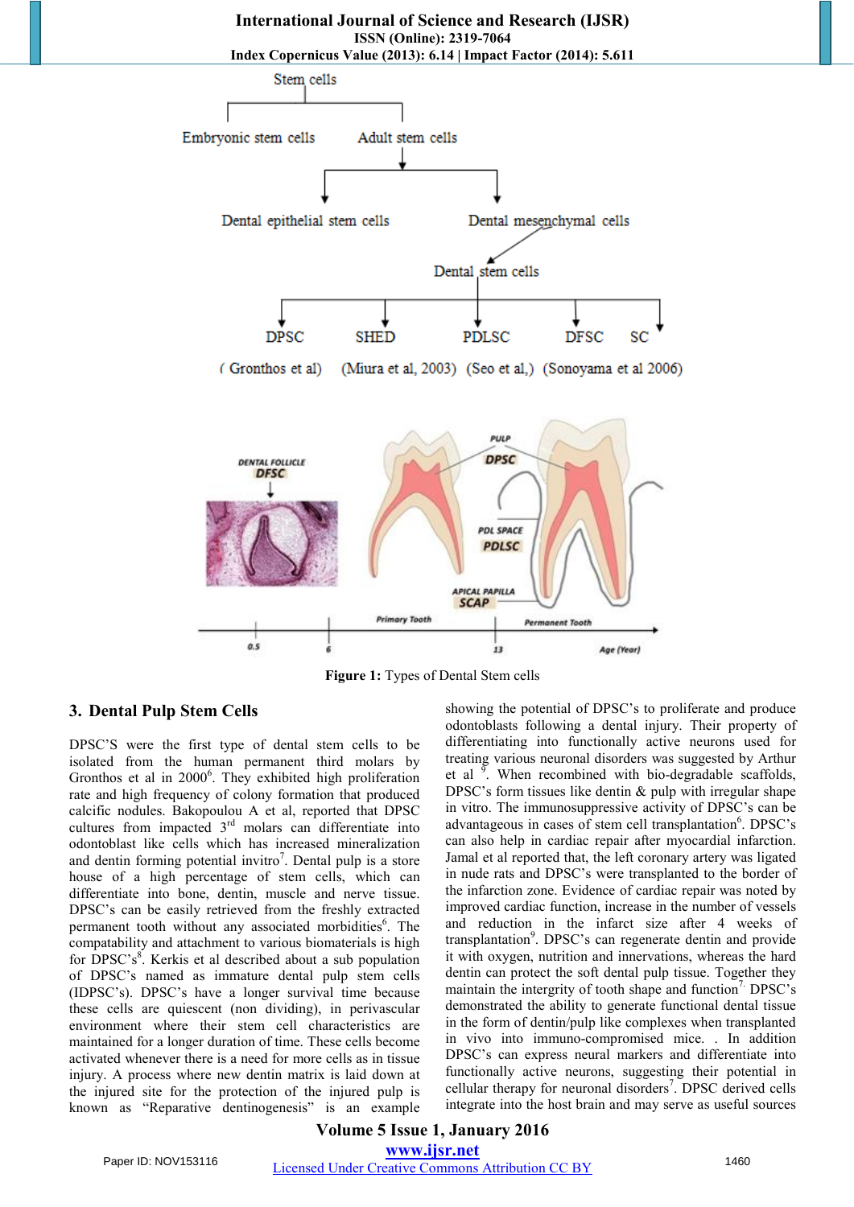Figure 1: Types of Dental Stem cells

## 3. Dental Pulp Stem Cells

DPSC'S were the first type of dental stem cells to be isolated from the human permanent third molars by Gronthos et al in 2000[6]. They exhibited high proliferation rate and high frequency of colony formation that produced calcific nodules. Bakopoulou A et al, reported that DPSC cultures from impacted 3rd molars can differentiate into odontoblast like cells which has increased mineralization and dentin forming potential invitro[7]. Dental pulp is a store house of a high percentage of stem cells, which can differentiate into bone, dentin, muscle and nerve tissue. DPSC's can be easily retrieved from the freshly extracted permanent tooth without any associated morbidities[6]. The compatability and attachment to various biomaterials is high for DPSC's[8]. Kerkis et al described about a sub population of DPSC's named as immature dental pulp stem cells (IDPSC's). DPSC's have a longer survival time because these cells are quiescent (non dividing), in perivascular environment where their stem cell characteristics are maintained for a longer duration of time. These cells become activated whenever there is a need for more cells as in tissue injury. A process where new dentin matrix is laid down at the injured site for the protection of the injured pulp is known as "Reparative dentinogenesis" is an example showing the potential of DPSC's to proliferate and produce odontoblasts following a dental injury. Their property of differentiating into functionally active neurons used for treating various neuronal disorders was suggested by Arthur et al [9]. When recombined with bio-degradable scaffolds, DPSC's form tissues like dentin & pulp with irregular shape in vitro. The immunosuppressive activity of DPSC's can be advantageous in cases of stem cell transplantation[6]. DPSC's can also help in cardiac repair after myocardial infarction. Jamal et al reported that, the left coronary artery was ligated in nude rats and DPSC's were transplanted to the border of the infarction zone. Evidence of cardiac repair was noted by improved cardiac function, increase in the number of vessels and reduction in the infarct size after 4 weeks of transplantation[9]. DPSC's can regenerate dentin and provide it with oxygen, nutrition and innervations, whereas the hard dentin can protect the soft dental pulp tissue. Together they maintain the intergrity of tooth shape and function[7]. DPSC's demonstrated the ability to generate functional dental tissue in the form of dentin/pulp like complexes when transplanted in vivo into immuno-compromised mice. . In addition DPSC's can express neural markers and differentiate into functionally active neurons, suggesting their potential in cellular therapy for neuronal disorders[7]. DPSC derived cells integrate into the host brain and may serve as useful sources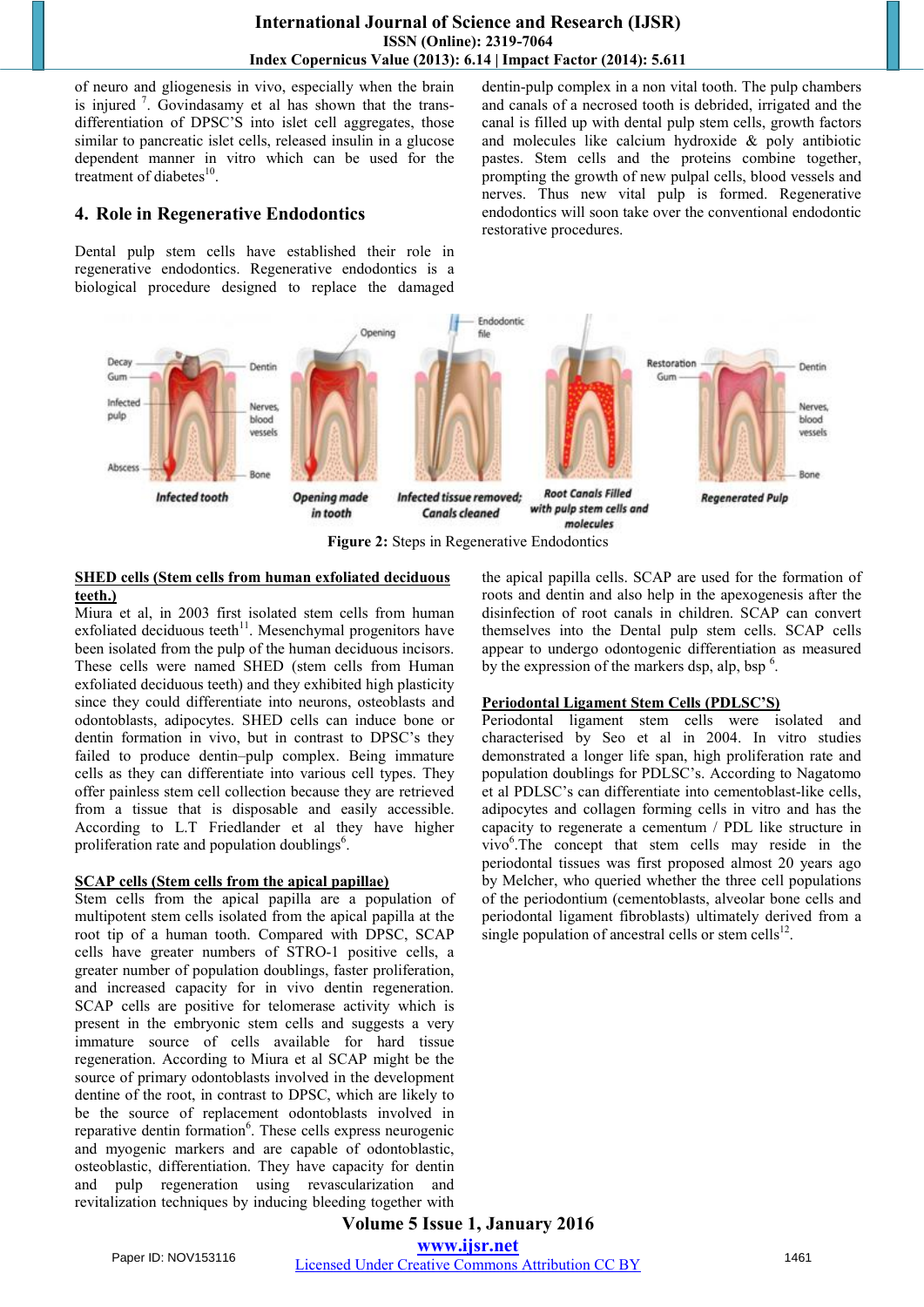of neuro and gliogenesis in vivo, especially when the brain is injured [7]. Govindasamy et al has shown that the trans-differentiation of DPSC'S into islet cell aggregates, those similar to pancreatic islet cells, released insulin in a glucose dependent manner in vitro which can be used for the treatment of diabetes[10].

## 4. Role in Regenerative Endodontics

Dental pulp stem cells have established their role in regenerative endodontics. Regenerative endodontics is a biological procedure designed to replace the damaged dentin-pulp complex in a non vital tooth. The pulp chambers and canals of a necrosed tooth is debrided, irrigated and the canal is filled up with dental pulp stem cells, growth factors and molecules like calcium hydroxide & poly antibiotic pastes. Stem cells and the proteins combine together, prompting the growth of new pulpal cells, blood vessels and nerves. Thus new vital pulp is formed. Regenerative endodontics will soon take over the conventional endodontic restorative procedures.

**Figure 2:** Steps in Regenerative Endodontics

**SHED cells (Stem cells from human exfoliated deciduous teeth.)**

Miura et al, in 2003 first isolated stem cells from human exfoliated deciduous teeth[11]. Mesenchymal progenitors have been isolated from the pulp of the human deciduous incisors. These cells were named SHED (stem cells from Human exfoliated deciduous teeth) and they exhibited high plasticity since they could differentiate into neurons, osteoblasts and odontoblasts, adipocytes. SHED cells can induce bone or dentin formation in vivo, but in contrast to DPSC's they failed to produce dentin–pulp complex. Being immature cells as they can differentiate into various cell types. They offer painless stem cell collection because they are retrieved from a tissue that is disposable and easily accessible. According to L.T Friedlander et al they have higher proliferation rate and population doublings[6].

**SCAP cells (Stem cells from the apical papillae)**

Stem cells from the apical papilla are a population of multipotent stem cells isolated from the apical papilla at the root tip of a human tooth. Compared with DPSC, SCAP cells have greater numbers of STRO-1 positive cells, a greater number of population doublings, faster proliferation, and increased capacity for in vivo dentin regeneration. SCAP cells are positive for telomerase activity which is present in the embryonic stem cells and suggests a very immature source of cells available for hard tissue regeneration. According to Miura et al SCAP might be the source of primary odontoblasts involved in the development dentine of the root, in contrast to DPSC, which are likely to be the source of replacement odontoblasts involved in reparative dentin formation[6]. These cells express neurogenic and myogenic markers and are capable of odontoblastic, osteoblastic, differentiation. They have capacity for dentin and pulp regeneration using revascularization and revitalization techniques by inducing bleeding together with the apical papilla cells. SCAP are used for the formation of roots and dentin and also help in the apexogenesis after the disinfection of root canals in children. SCAP can convert themselves into the Dental pulp stem cells. SCAP cells appear to undergo odontogenic differentiation as measured by the expression of the markers dsp, alp, bsp [6].

**Periodontal Ligament Stem Cells (PDLSC'S)**

Periodontal ligament stem cells were isolated and characterised by Seo et al in 2004. In vitro studies demonstrated a longer life span, high proliferation rate and population doublings for PDLSC's. According to Nagatomo et al PDLSC's can differentiate into cementoblast-like cells, adipocytes and collagen forming cells in vitro and has the capacity to regenerate a cementum / PDL like structure in vivo[6].The concept that stem cells may reside in the periodontal tissues was first proposed almost 20 years ago by Melcher, who queried whether the three cell populations of the periodontium (cementoblasts, alveolar bone cells and periodontal ligament fibroblasts) ultimately derived from a single population of ancestral cells or stem cells[12].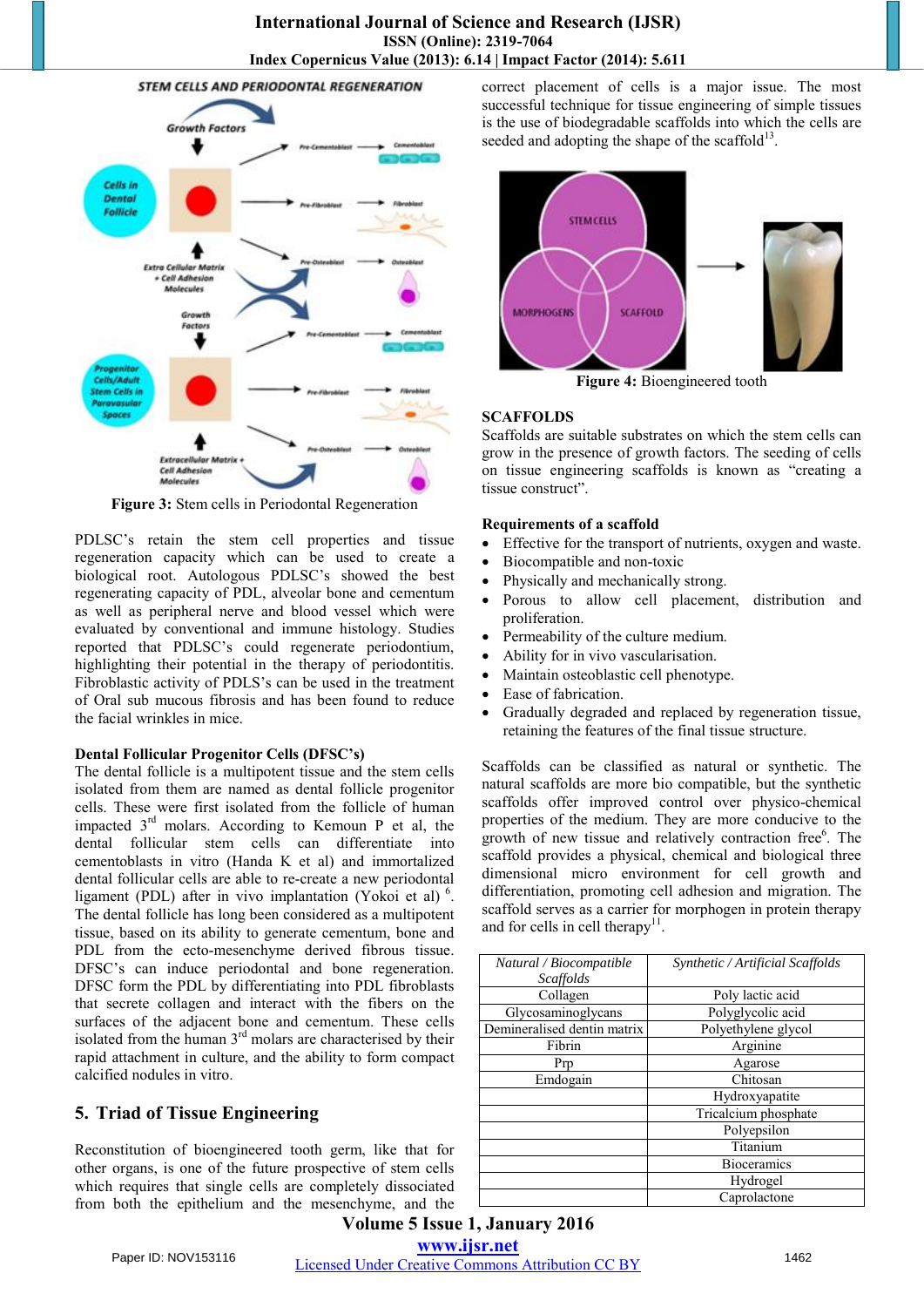Figure 3: Stem cells in Periodontal Regeneration

PDLSC's retain the stem cell properties and tissue regeneration capacity which can be used to create a biological root. Autologous PDLSC's showed the best regenerating capacity of PDL, alveolar bone and cementum as well as peripheral nerve and blood vessel which were evaluated by conventional and immune histology. Studies reported that PDLSC's could regenerate periodontium, highlighting their potential in the therapy of periodontitis. Fibroblastic activity of PDLS's can be used in the treatment of Oral sub mucous fibrosis and has been found to reduce the facial wrinkles in mice.

**Dental Follicular Progenitor Cells (DFSC's)**

The dental follicle is a multipotent tissue and the stem cells isolated from them are named as dental follicle progenitor cells. These were first isolated from the follicle of human impacted 3rd molars. According to Kemoun P et al, the dental follicular stem cells can differentiate into cementoblasts in vitro (Handa K et al) and immortalized dental follicular cells are able to re-create a new periodontal ligament (PDL) after in vivo implantation (Yokoi et al) [6]. The dental follicle has long been considered as a multipotent tissue, based on its ability to generate cementum, bone and PDL from the ecto-mesenchyme derived fibrous tissue. DFSC's can induce periodontal and bone regeneration. DFSC form the PDL by differentiating into PDL fibroblasts that secrete collagen and interact with the fibers on the surfaces of the adjacent bone and cementum. These cells isolated from the human 3rd molars are characterised by their rapid attachment in culture, and the ability to form compact calcified nodules in vitro.

## 5. Triad of Tissue Engineering

Reconstitution of bioengineered tooth germ, like that for other organs, is one of the future prospective of stem cells which requires that single cells are completely dissociated from both the epithelium and the mesenchyme, and the correct placement of cells is a major issue. The most successful technique for tissue engineering of simple tissues is the use of biodegradable scaffolds into which the cells are seeded and adopting the shape of the scaffold[13].

Figure 4: Bioengineered tooth

### SCAFFOLDS

Scaffolds are suitable substrates on which the stem cells can grow in the presence of growth factors. The seeding of cells on tissue engineering scaffolds is known as "creating a tissue construct".

**Requirements of a scaffold**

- Effective for the transport of nutrients, oxygen and waste.
- Biocompatible and non-toxic
- Physically and mechanically strong.
- Porous to allow cell placement, distribution and proliferation.
- Permeability of the culture medium.
- Ability for in vivo vascularisation.
- Maintain osteoblastic cell phenotype.
- Ease of fabrication.
- Gradually degraded and replaced by regeneration tissue, retaining the features of the final tissue structure.

Scaffolds can be classified as natural or synthetic. The natural scaffolds are more bio compatible, but the synthetic scaffolds offer improved control over physico-chemical properties of the medium. They are more conducive to the growth of new tissue and relatively contraction free[6]. The scaffold provides a physical, chemical and biological three dimensional micro environment for cell growth and differentiation, promoting cell adhesion and migration. The scaffold serves as a carrier for morphogen in protein therapy and for cells in cell therapy[11].

| *Natural / Biocompatible Scaffolds* | *Synthetic / Artificial Scaffolds* |
|---|---|
| Collagen | Poly lactic acid |
| Glycosaminoglycans | Polyglycolic acid |
| Demineralised dentin matrix | Polyethylene glycol |
| Fibrin | Arginine |
| Prp | Agarose |
| Emdogain | Chitosan |
| | Hydroxyapatite |
| | Tricalcium phosphate |
| | Polyepsilon |
| | Titanium |
| | Bioceramics |
| | Hydrogel |
| | Caprolactone |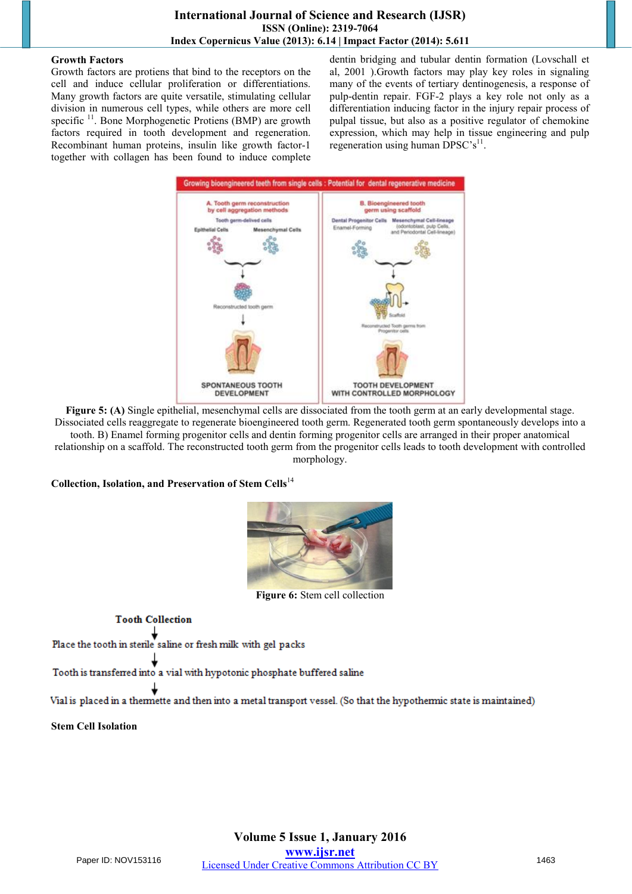### Growth Factors

Growth factors are protiens that bind to the receptors on the cell and induce cellular proliferation or differentiations. Many growth factors are quite versatile, stimulating cellular division in numerous cell types, while others are more cell specific [11]. Bone Morphogenetic Protiens (BMP) are growth factors required in tooth development and regeneration. Recombinant human proteins, insulin like growth factor-1 together with collagen has been found to induce complete dentin bridging and tubular dentin formation (Lovschall et al, 2001 ).Growth factors may play key roles in signaling many of the events of tertiary dentinogenesis, a response of pulp-dentin repair. FGF-2 plays a key role not only as a differentiation inducing factor in the injury repair process of pulpal tissue, but also as a positive regulator of chemokine expression, which may help in tissue engineering and pulp regeneration using human DPSC's[11].

**Figure 5: (A)** Single epithelial, mesenchymal cells are dissociated from the tooth germ at an early developmental stage. Dissociated cells reaggregate to regenerate bioengineered tooth germ. Regenerated tooth germ spontaneously develops into a tooth. B) Enamel forming progenitor cells and dentin forming progenitor cells are arranged in their proper anatomical relationship on a scaffold. The reconstructed tooth germ from the progenitor cells leads to tooth development with controlled morphology.

### Collection, Isolation, and Preservation of Stem Cells[14]

**Figure 6:** Stem cell collection

**Tooth Collection**

↓

Place the tooth in sterile saline or fresh milk with gel packs

↓

Tooth is transferred into a vial with hypotonic phosphate buffered saline

↓

Vial is placed in a thermette and then into a metal transport vessel. (So that the hypothermic state is maintained)

### Stem Cell Isolation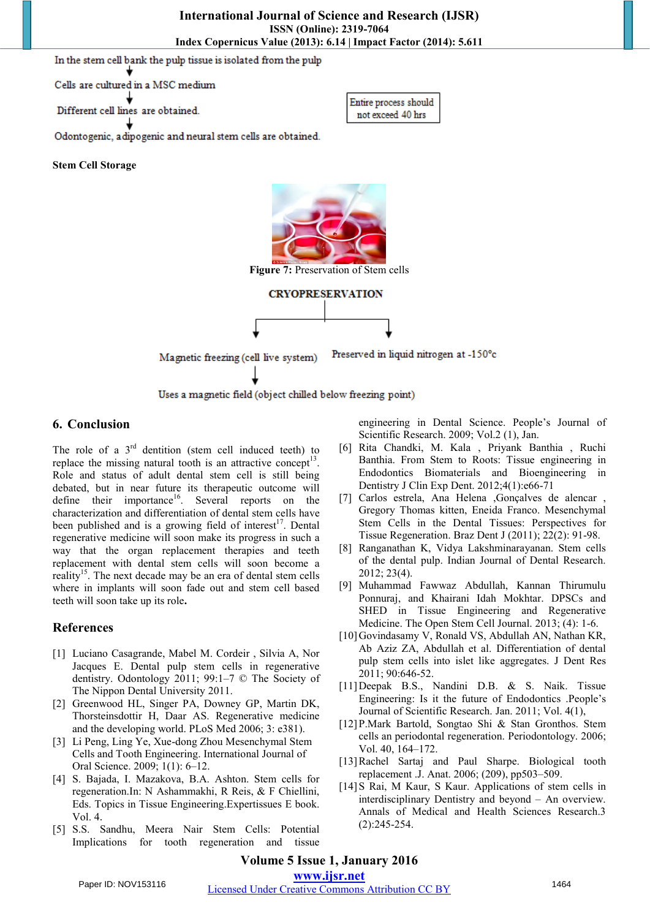In the stem cell bank the pulp tissue is isolated from the pulp

↓

Cells are cultured in a MSC medium

↓

Different cell lines are obtained.

↓

Odontogenic, adipogenic and neural stem cells are obtained.

Entire process should not exceed 40 hrs

**Stem Cell Storage**

**Figure 7:** Preservation of Stem cells

**CRYOPRESERVATION**

Magnetic freezing (cell live system) → Uses a magnetic field (object chilled below freezing point)

Preserved in liquid nitrogen at -150°c

## 6. Conclusion

The role of a 3rd dentition (stem cell induced teeth) to replace the missing natural tooth is an attractive concept[13]. Role and status of adult dental stem cell is still being debated, but in near future its therapeutic outcome will define their importance[16]. Several reports on the characterization and differentiation of dental stem cells have been published and is a growing field of interest[17]. Dental regenerative medicine will soon make its progress in such a way that the organ replacement therapies and teeth replacement with dental stem cells will soon become a reality[15]. The next decade may be an era of dental stem cells where in implants will soon fade out and stem cell based teeth will soon take up its role**.**

## References

[1] Luciano Casagrande, Mabel M. Cordeir , Silvia A, Nor Jacques E. Dental pulp stem cells in regenerative dentistry. Odontology 2011; 99:1–7 © The Society of The Nippon Dental University 2011.

[2] Greenwood HL, Singer PA, Downey GP, Martin DK, Thorsteinsdottir H, Daar AS. Regenerative medicine and the developing world. PLoS Med 2006; 3: e381).

[3] Li Peng, Ling Ye, Xue-dong Zhou Mesenchymal Stem Cells and Tooth Engineering. International Journal of Oral Science. 2009; 1(1): 6–12.

[4] S. Bajada, I. Mazakova, B.A. Ashton. Stem cells for regeneration.In: N Ashammakhi, R Reis, & F Chiellini, Eds. Topics in Tissue Engineering.Expertissues E book. Vol. 4.

[5] S.S. Sandhu, Meera Nair Stem Cells: Potential Implications for tooth regeneration and tissue engineering in Dental Science. People's Journal of Scientific Research. 2009; Vol.2 (1), Jan.

[6] Rita Chandki, M. Kala , Priyank Banthia , Ruchi Banthia. From Stem to Roots: Tissue engineering in Endodontics Biomaterials and Bioengineering in Dentistry J Clin Exp Dent. 2012;4(1):e66-71

[7] Carlos estrela, Ana Helena ,Gonçalves de alencar , Gregory Thomas kitten, Eneida Franco. Mesenchymal Stem Cells in the Dental Tissues: Perspectives for Tissue Regeneration. Braz Dent J (2011); 22(2): 91-98.

[8] Ranganathan K, Vidya Lakshminarayanan. Stem cells of the dental pulp. Indian Journal of Dental Research. 2012; 23(4).

[9] Muhammad Fawwaz Abdullah, Kannan Thirumulu Ponnuraj, and Khairani Idah Mokhtar. DPSCs and SHED in Tissue Engineering and Regenerative Medicine. The Open Stem Cell Journal. 2013; (4): 1-6.

[10] Govindasamy V, Ronald VS, Abdullah AN, Nathan KR, Ab Aziz ZA, Abdullah et al. Differentiation of dental pulp stem cells into islet like aggregates. J Dent Res 2011; 90:646-52.

[11] Deepak B.S., Nandini D.B. & S. Naik. Tissue Engineering: Is it the future of Endodontics .People's Journal of Scientific Research. Jan. 2011; Vol. 4(1),

[12] P.Mark Bartold, Songtao Shi & Stan Gronthos. Stem cells an periodontal regeneration. Periodontology. 2006; Vol. 40, 164–172.

[13] Rachel Sartaj and Paul Sharpe. Biological tooth replacement .J. Anat. 2006; (209), pp503–509.

[14] S Rai, M Kaur, S Kaur. Applications of stem cells in interdisciplinary Dentistry and beyond – An overview. Annals of Medical and Health Sciences Research.3 (2):245-254.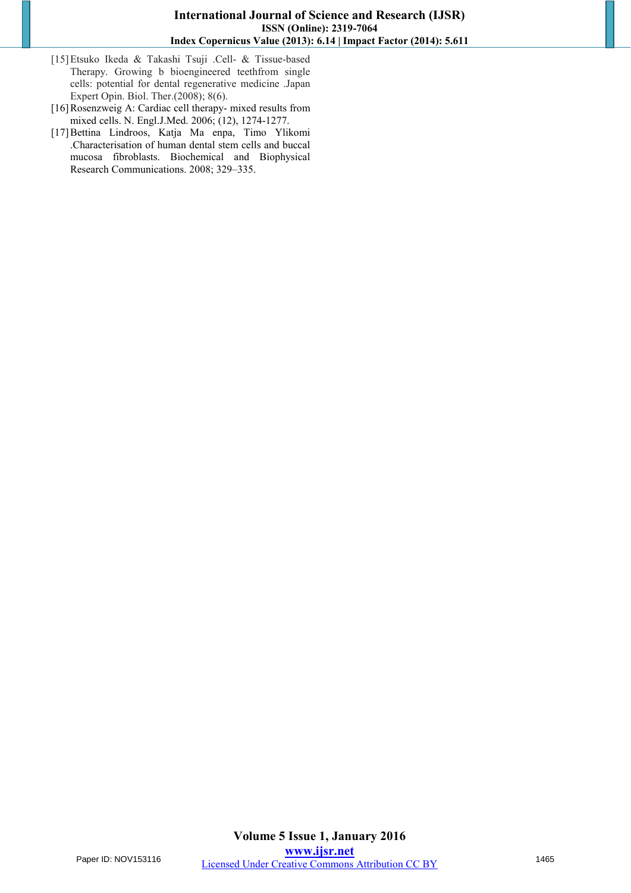[15] Etsuko Ikeda & Takashi Tsuji .Cell- & Tissue-based Therapy. Growing b bioengineered teethfrom single cells: potential for dental regenerative medicine .Japan Expert Opin. Biol. Ther.(2008); 8(6).

[16] Rosenzweig A: Cardiac cell therapy- mixed results from mixed cells. N. Engl.J.Med. 2006; (12), 1274-1277.

[17] Bettina Lindroos, Katja Ma enpa, Timo Ylikomi .Characterisation of human dental stem cells and buccal mucosa fibroblasts. Biochemical and Biophysical Research Communications. 2008; 329–335.